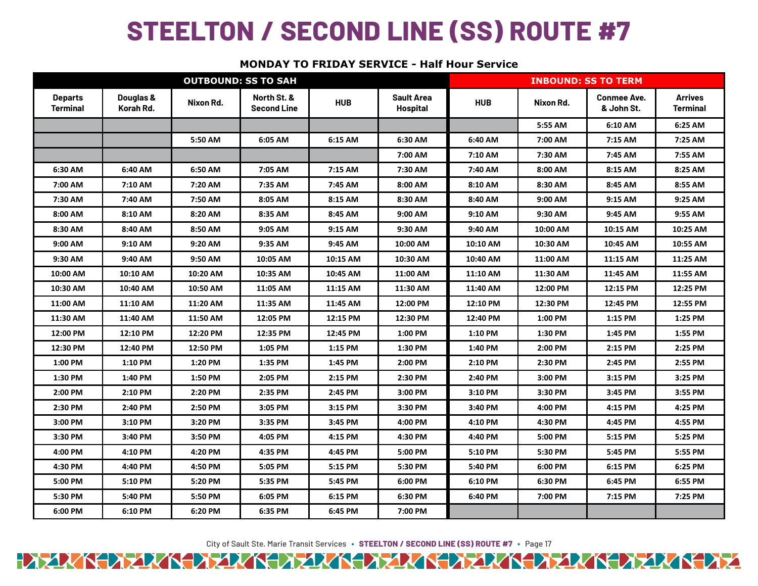# STEELTON / SECOND LINE (SS) ROUTE #7

**MONDAY TO FRIDAY SERVICE - Half Hour Service**

| OUTBOUND: SS TO SAH | | | | | | INBOUND: SS TO TERM | | | |
|---|---|---|---|---|---|---|---|---|---|
| Departs Terminal | Douglas & Korah Rd. | Nixon Rd. | North St. & Second Line | HUB | Sault Area Hospital | HUB | Nixon Rd. | Conmee Ave. & John St. | Arrives Terminal |
| | | | | | | | 5:55 AM | 6:10 AM | 6:25 AM |
| | | 5:50 AM | 6:05 AM | 6:15 AM | 6:30 AM | 6:40 AM | 7:00 AM | 7:15 AM | 7:25 AM |
| | | | | | 7:00 AM | 7:10 AM | 7:30 AM | 7:45 AM | 7:55 AM |
| 6:30 AM | 6:40 AM | 6:50 AM | 7:05 AM | 7:15 AM | 7:30 AM | 7:40 AM | 8:00 AM | 8:15 AM | 8:25 AM |
| 7:00 AM | 7:10 AM | 7:20 AM | 7:35 AM | 7:45 AM | 8:00 AM | 8:10 AM | 8:30 AM | 8:45 AM | 8:55 AM |
| 7:30 AM | 7:40 AM | 7:50 AM | 8:05 AM | 8:15 AM | 8:30 AM | 8:40 AM | 9:00 AM | 9:15 AM | 9:25 AM |
| 8:00 AM | 8:10 AM | 8:20 AM | 8:35 AM | 8:45 AM | 9:00 AM | 9:10 AM | 9:30 AM | 9:45 AM | 9:55 AM |
| 8:30 AM | 8:40 AM | 8:50 AM | 9:05 AM | 9:15 AM | 9:30 AM | 9:40 AM | 10:00 AM | 10:15 AM | 10:25 AM |
| 9:00 AM | 9:10 AM | 9:20 AM | 9:35 AM | 9:45 AM | 10:00 AM | 10:10 AM | 10:30 AM | 10:45 AM | 10:55 AM |
| 9:30 AM | 9:40 AM | 9:50 AM | 10:05 AM | 10:15 AM | 10:30 AM | 10:40 AM | 11:00 AM | 11:15 AM | 11:25 AM |
| 10:00 AM | 10:10 AM | 10:20 AM | 10:35 AM | 10:45 AM | 11:00 AM | 11:10 AM | 11:30 AM | 11:45 AM | 11:55 AM |
| 10:30 AM | 10:40 AM | 10:50 AM | 11:05 AM | 11:15 AM | 11:30 AM | 11:40 AM | 12:00 PM | 12:15 PM | 12:25 PM |
| 11:00 AM | 11:10 AM | 11:20 AM | 11:35 AM | 11:45 AM | 12:00 PM | 12:10 PM | 12:30 PM | 12:45 PM | 12:55 PM |
| 11:30 AM | 11:40 AM | 11:50 AM | 12:05 PM | 12:15 PM | 12:30 PM | 12:40 PM | 1:00 PM | 1:15 PM | 1:25 PM |
| 12:00 PM | 12:10 PM | 12:20 PM | 12:35 PM | 12:45 PM | 1:00 PM | 1:10 PM | 1:30 PM | 1:45 PM | 1:55 PM |
| 12:30 PM | 12:40 PM | 12:50 PM | 1:05 PM | 1:15 PM | 1:30 PM | 1:40 PM | 2:00 PM | 2:15 PM | 2:25 PM |
| 1:00 PM | 1:10 PM | 1:20 PM | 1:35 PM | 1:45 PM | 2:00 PM | 2:10 PM | 2:30 PM | 2:45 PM | 2:55 PM |
| 1:30 PM | 1:40 PM | 1:50 PM | 2:05 PM | 2:15 PM | 2:30 PM | 2:40 PM | 3:00 PM | 3:15 PM | 3:25 PM |
| 2:00 PM | 2:10 PM | 2:20 PM | 2:35 PM | 2:45 PM | 3:00 PM | 3:10 PM | 3:30 PM | 3:45 PM | 3:55 PM |
| 2:30 PM | 2:40 PM | 2:50 PM | 3:05 PM | 3:15 PM | 3:30 PM | 3:40 PM | 4:00 PM | 4:15 PM | 4:25 PM |
| 3:00 PM | 3:10 PM | 3:20 PM | 3:35 PM | 3:45 PM | 4:00 PM | 4:10 PM | 4:30 PM | 4:45 PM | 4:55 PM |
| 3:30 PM | 3:40 PM | 3:50 PM | 4:05 PM | 4:15 PM | 4:30 PM | 4:40 PM | 5:00 PM | 5:15 PM | 5:25 PM |
| 4:00 PM | 4:10 PM | 4:20 PM | 4:35 PM | 4:45 PM | 5:00 PM | 5:10 PM | 5:30 PM | 5:45 PM | 5:55 PM |
| 4:30 PM | 4:40 PM | 4:50 PM | 5:05 PM | 5:15 PM | 5:30 PM | 5:40 PM | 6:00 PM | 6:15 PM | 6:25 PM |
| 5:00 PM | 5:10 PM | 5:20 PM | 5:35 PM | 5:45 PM | 6:00 PM | 6:10 PM | 6:30 PM | 6:45 PM | 6:55 PM |
| 5:30 PM | 5:40 PM | 5:50 PM | 6:05 PM | 6:15 PM | 6:30 PM | 6:40 PM | 7:00 PM | 7:15 PM | 7:25 PM |
| 6:00 PM | 6:10 PM | 6:20 PM | 6:35 PM | 6:45 PM | 7:00 PM | | | | |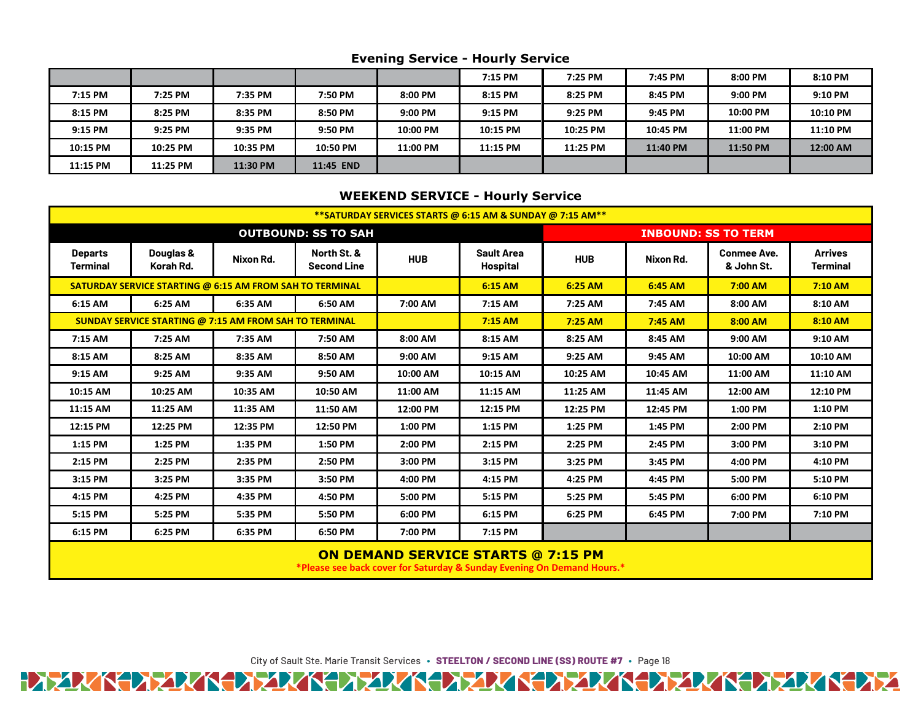### Evening Service - Hourly Service

| | | | | | | | | | |
|---|---|---|---|---|---|---|---|---|---|
| | | | | | 7:15 PM | 7:25 PM | 7:45 PM | 8:00 PM | 8:10 PM |
| 7:15 PM | 7:25 PM | 7:35 PM | 7:50 PM | 8:00 PM | 8:15 PM | 8:25 PM | 8:45 PM | 9:00 PM | 9:10 PM |
| 8:15 PM | 8:25 PM | 8:35 PM | 8:50 PM | 9:00 PM | 9:15 PM | 9:25 PM | 9:45 PM | 10:00 PM | 10:10 PM |
| 9:15 PM | 9:25 PM | 9:35 PM | 9:50 PM | 10:00 PM | 10:15 PM | 10:25 PM | 10:45 PM | 11:00 PM | 11:10 PM |
| 10:15 PM | 10:25 PM | 10:35 PM | 10:50 PM | 11:00 PM | 11:15 PM | 11:25 PM | 11:40 PM | 11:50 PM | 12:00 AM |
| 11:15 PM | 11:25 PM | 11:30 PM | 11:45 END | | | | | | |

### WEEKEND SERVICE - Hourly Service

**\*\*SATURDAY SERVICES STARTS @ 6:15 AM & SUNDAY @ 7:15 AM\*\***

| OUTBOUND: SS TO SAH | | | | | | INBOUND: SS TO TERM | | | |
|---|---|---|---|---|---|---|---|---|---|
| Departs Terminal | Douglas & Korah Rd. | Nixon Rd. | North St. & Second Line | HUB | Sault Area Hospital | HUB | Nixon Rd. | Conmee Ave. & John St. | Arrives Terminal |
| SATURDAY SERVICE STARTING @ 6:15 AM FROM SAH TO TERMINAL | | | | | 6:15 AM | 6:25 AM | 6:45 AM | 7:00 AM | 7:10 AM |
| 6:15 AM | 6:25 AM | 6:35 AM | 6:50 AM | 7:00 AM | 7:15 AM | 7:25 AM | 7:45 AM | 8:00 AM | 8:10 AM |
| SUNDAY SERVICE STARTING @ 7:15 AM FROM SAH TO TERMINAL | | | | | 7:15 AM | 7:25 AM | 7:45 AM | 8:00 AM | 8:10 AM |
| 7:15 AM | 7:25 AM | 7:35 AM | 7:50 AM | 8:00 AM | 8:15 AM | 8:25 AM | 8:45 AM | 9:00 AM | 9:10 AM |
| 8:15 AM | 8:25 AM | 8:35 AM | 8:50 AM | 9:00 AM | 9:15 AM | 9:25 AM | 9:45 AM | 10:00 AM | 10:10 AM |
| 9:15 AM | 9:25 AM | 9:35 AM | 9:50 AM | 10:00 AM | 10:15 AM | 10:25 AM | 10:45 AM | 11:00 AM | 11:10 AM |
| 10:15 AM | 10:25 AM | 10:35 AM | 10:50 AM | 11:00 AM | 11:15 AM | 11:25 AM | 11:45 AM | 12:00 AM | 12:10 PM |
| 11:15 AM | 11:25 AM | 11:35 AM | 11:50 AM | 12:00 PM | 12:15 PM | 12:25 PM | 12:45 PM | 1:00 PM | 1:10 PM |
| 12:15 PM | 12:25 PM | 12:35 PM | 12:50 PM | 1:00 PM | 1:15 PM | 1:25 PM | 1:45 PM | 2:00 PM | 2:10 PM |
| 1:15 PM | 1:25 PM | 1:35 PM | 1:50 PM | 2:00 PM | 2:15 PM | 2:25 PM | 2:45 PM | 3:00 PM | 3:10 PM |
| 2:15 PM | 2:25 PM | 2:35 PM | 2:50 PM | 3:00 PM | 3:15 PM | 3:25 PM | 3:45 PM | 4:00 PM | 4:10 PM |
| 3:15 PM | 3:25 PM | 3:35 PM | 3:50 PM | 4:00 PM | 4:15 PM | 4:25 PM | 4:45 PM | 5:00 PM | 5:10 PM |
| 4:15 PM | 4:25 PM | 4:35 PM | 4:50 PM | 5:00 PM | 5:15 PM | 5:25 PM | 5:45 PM | 6:00 PM | 6:10 PM |
| 5:15 PM | 5:25 PM | 5:35 PM | 5:50 PM | 6:00 PM | 6:15 PM | 6:25 PM | 6:45 PM | 7:00 PM | 7:10 PM |
| 6:15 PM | 6:25 PM | 6:35 PM | 6:50 PM | 7:00 PM | 7:15 PM | | | | |

**ON DEMAND SERVICE STARTS @ 7:15 PM**

*Please see back cover for Saturday & Sunday Evening On Demand Hours.*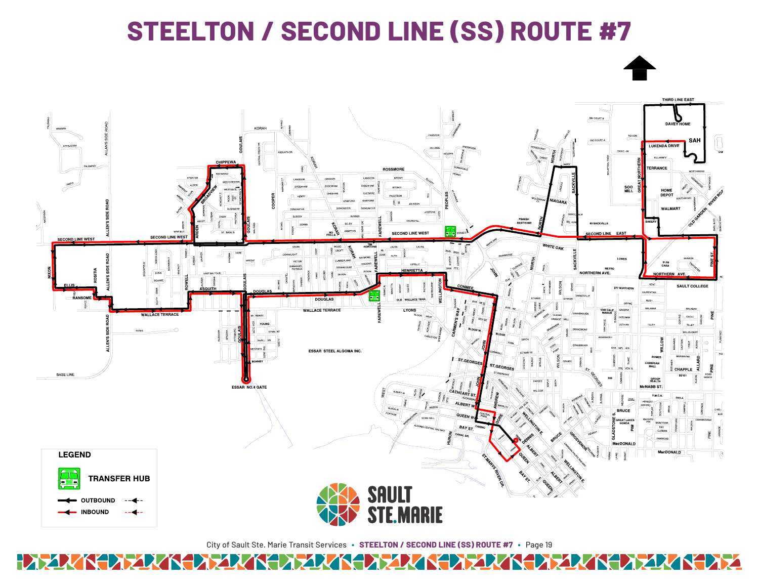# STEELTON / SECOND LINE (SS) ROUTE #7

LEGEND

TRANSFER HUB

OUTBOUND

INBOUND

SAULT STE.MARIE